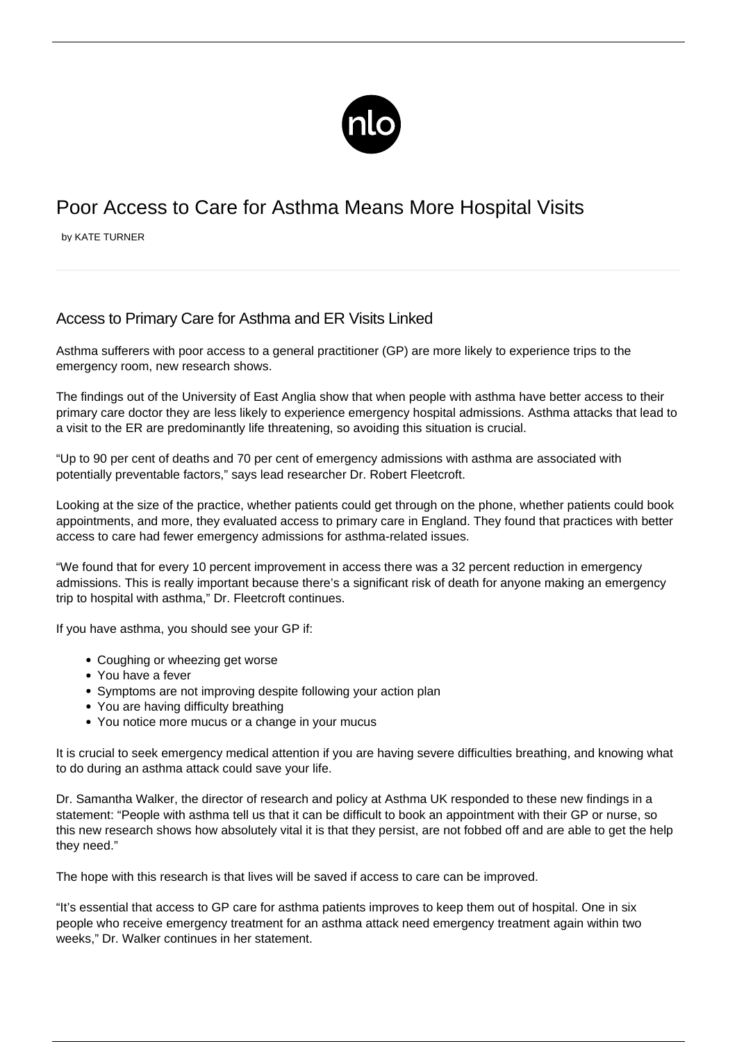# Poor Access to Care for Asthma Means More Hospital Visits

by KATE TURNER

## Access to Primary Care for Asthma and ER Visits Linked

Asthma sufferers with poor access to a general practitioner (GP) are more likely to experience trips to the emergency room, new research shows.

The findings out of the University of East Anglia show that when people with asthma have better access to their primary care doctor they are less likely to experience emergency hospital admissions. Asthma attacks that lead to a visit to the ER are predominantly life threatening, so avoiding this situation is crucial.

"Up to 90 per cent of deaths and 70 per cent of emergency admissions with asthma are associated with potentially preventable factors," says lead researcher Dr. Robert Fleetcroft.

Looking at the size of the practice, whether patients could get through on the phone, whether patients could book appointments, and more, they evaluated access to primary care in England. They found that practices with better access to care had fewer emergency admissions for asthma-related issues.

"We found that for every 10 percent improvement in access there was a 32 percent reduction in emergency admissions. This is really important because there's a significant risk of death for anyone making an emergency trip to hospital with asthma," Dr. Fleetcroft continues.

If you have asthma, you should see your GP if:

- Coughing or wheezing get worse
- You have a fever
- Symptoms are not improving despite following your action plan
- You are having difficulty breathing
- You notice more mucus or a change in your mucus

It is crucial to seek emergency medical attention if you are having severe difficulties breathing, and knowing what to do during an asthma attack could save your life.

Dr. Samantha Walker, the director of research and policy at Asthma UK responded to these new findings in a statement: "People with asthma tell us that it can be difficult to book an appointment with their GP or nurse, so this new research shows how absolutely vital it is that they persist, are not fobbed off and are able to get the help they need."

The hope with this research is that lives will be saved if access to care can be improved.

"It's essential that access to GP care for asthma patients improves to keep them out of hospital. One in six people who receive emergency treatment for an asthma attack need emergency treatment again within two weeks," Dr. Walker continues in her statement.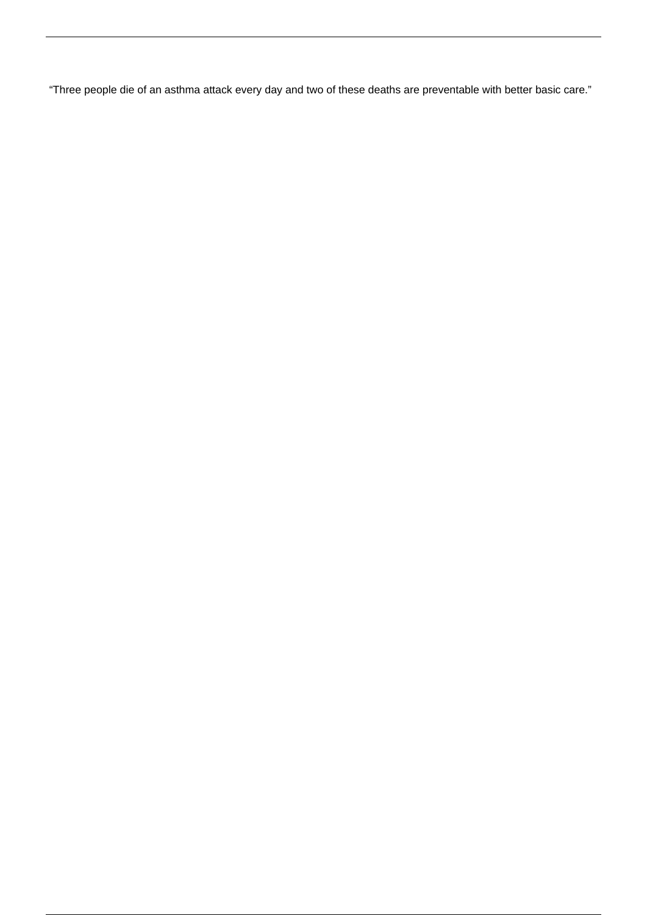“Three people die of an asthma attack every day and two of these deaths are preventable with better basic care.”